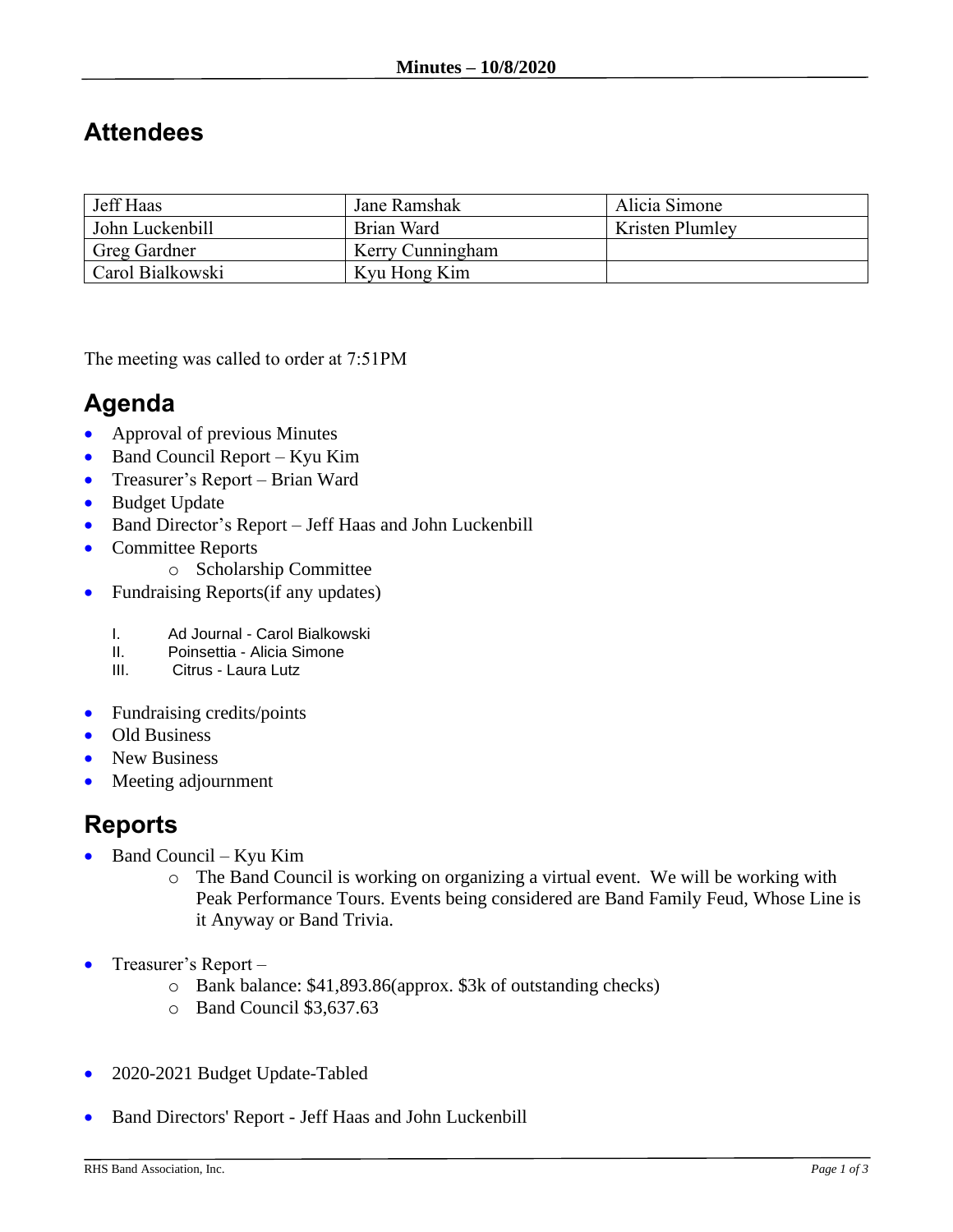**Minutes – 10/8/2020**

## Attendees

| | | |
|---|---|---|
| Jeff Haas | Jane Ramshak | Alicia Simone |
| John Luckenbill | Brian Ward | Kristen Plumley |
| Greg Gardner | Kerry Cunningham | |
| Carol Bialkowski | Kyu Hong Kim | |

The meeting was called to order at 7:51PM

## Agenda

- Approval of previous Minutes
- Band Council Report – Kyu Kim
- Treasurer's Report – Brian Ward
- Budget Update
- Band Director's Report – Jeff Haas and John Luckenbill
- Committee Reports
    - Scholarship Committee
- Fundraising Reports(if any updates)

    I. Ad Journal - Carol Bialkowski
    II. Poinsettia - Alicia Simone
    III. Citrus - Laura Lutz

- Fundraising credits/points
- Old Business
- New Business
- Meeting adjournment

## Reports

- Band Council – Kyu Kim
    - The Band Council is working on organizing a virtual event. We will be working with Peak Performance Tours. Events being considered are Band Family Feud, Whose Line is it Anyway or Band Trivia.

- Treasurer's Report –
    - Bank balance: $41,893.86(approx. $3k of outstanding checks)
    - Band Council $3,637.63

- 2020-2021 Budget Update-Tabled

- Band Directors' Report - Jeff Haas and John Luckenbill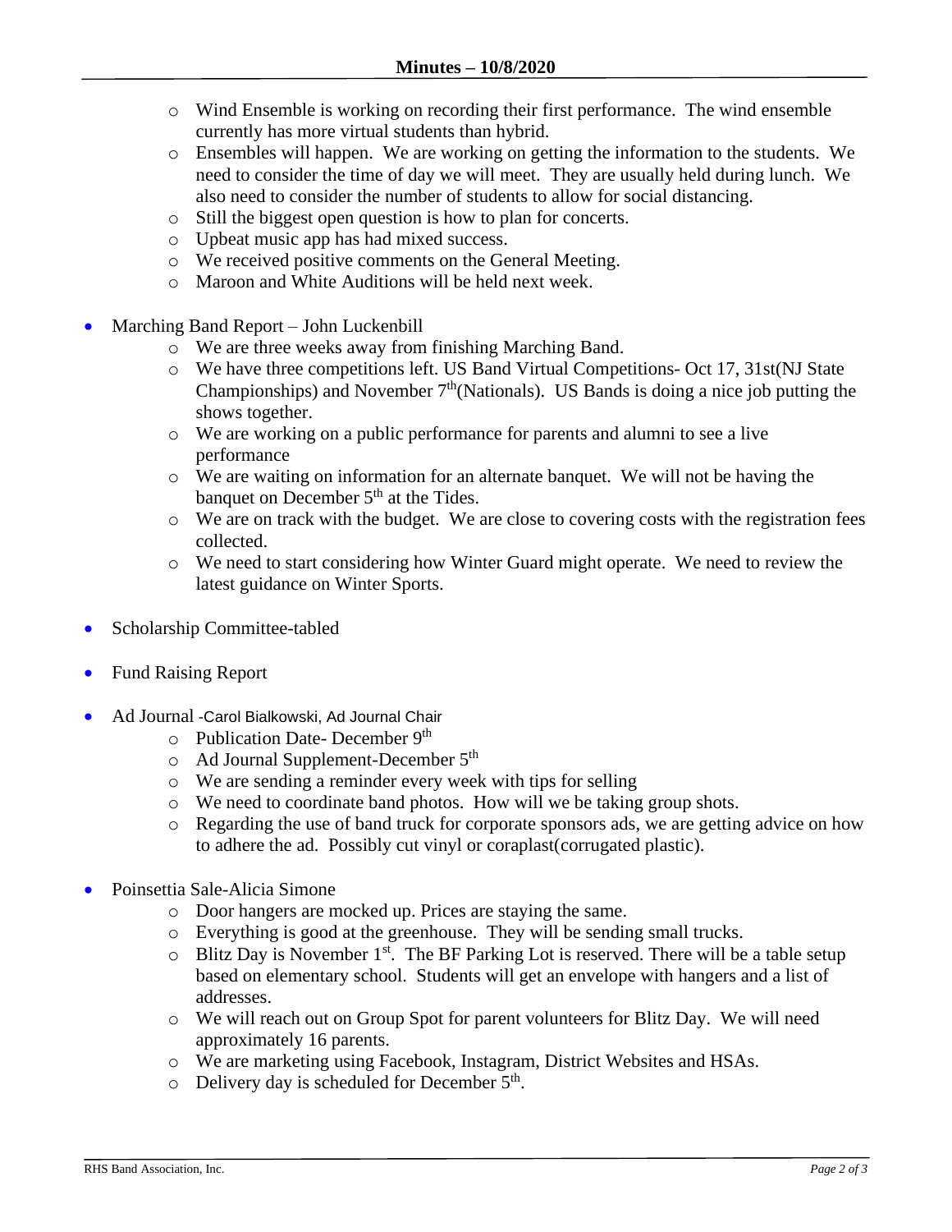- Wind Ensemble is working on recording their first performance. The wind ensemble currently has more virtual students than hybrid.
- Ensembles will happen. We are working on getting the information to the students. We need to consider the time of day we will meet. They are usually held during lunch. We also need to consider the number of students to allow for social distancing.
- Still the biggest open question is how to plan for concerts.
- Upbeat music app has had mixed success.
- We received positive comments on the General Meeting.
- Maroon and White Auditions will be held next week.

- Marching Band Report – John Luckenbill
  - We are three weeks away from finishing Marching Band.
  - We have three competitions left. US Band Virtual Competitions- Oct 17, 31st(NJ State Championships) and November 7th(Nationals). US Bands is doing a nice job putting the shows together.
  - We are working on a public performance for parents and alumni to see a live performance
  - We are waiting on information for an alternate banquet. We will not be having the banquet on December 5th at the Tides.
  - We are on track with the budget. We are close to covering costs with the registration fees collected.
  - We need to start considering how Winter Guard might operate. We need to review the latest guidance on Winter Sports.

- Scholarship Committee-tabled

- Fund Raising Report

- Ad Journal -Carol Bialkowski, Ad Journal Chair
  - Publication Date- December 9th
  - Ad Journal Supplement-December 5th
  - We are sending a reminder every week with tips for selling
  - We need to coordinate band photos. How will we be taking group shots.
  - Regarding the use of band truck for corporate sponsors ads, we are getting advice on how to adhere the ad. Possibly cut vinyl or coraplast(corrugated plastic).

- Poinsettia Sale-Alicia Simone
  - Door hangers are mocked up. Prices are staying the same.
  - Everything is good at the greenhouse. They will be sending small trucks.
  - Blitz Day is November 1st. The BF Parking Lot is reserved. There will be a table setup based on elementary school. Students will get an envelope with hangers and a list of addresses.
  - We will reach out on Group Spot for parent volunteers for Blitz Day. We will need approximately 16 parents.
  - We are marketing using Facebook, Instagram, District Websites and HSAs.
  - Delivery day is scheduled for December 5th.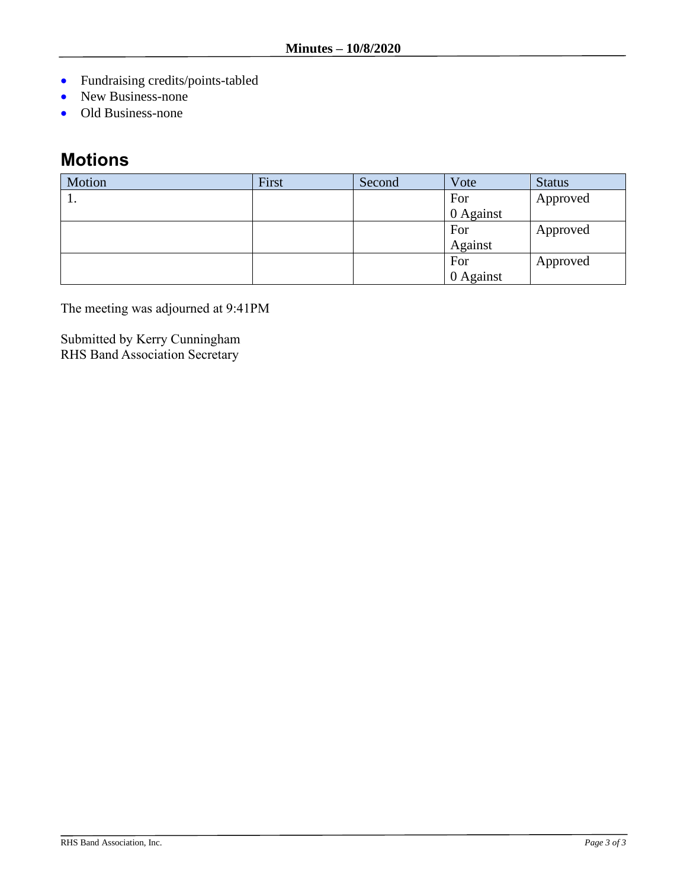- Fundraising credits/points-tabled
- New Business-none
- Old Business-none

## Motions

| Motion | First | Second | Vote | Status |
|---|---|---|---|---|
| 1. | | | For<br>0 Against | Approved |
| | | | For<br>Against | Approved |
| | | | For<br>0 Against | Approved |

The meeting was adjourned at 9:41PM

Submitted by Kerry Cunningham
RHS Band Association Secretary